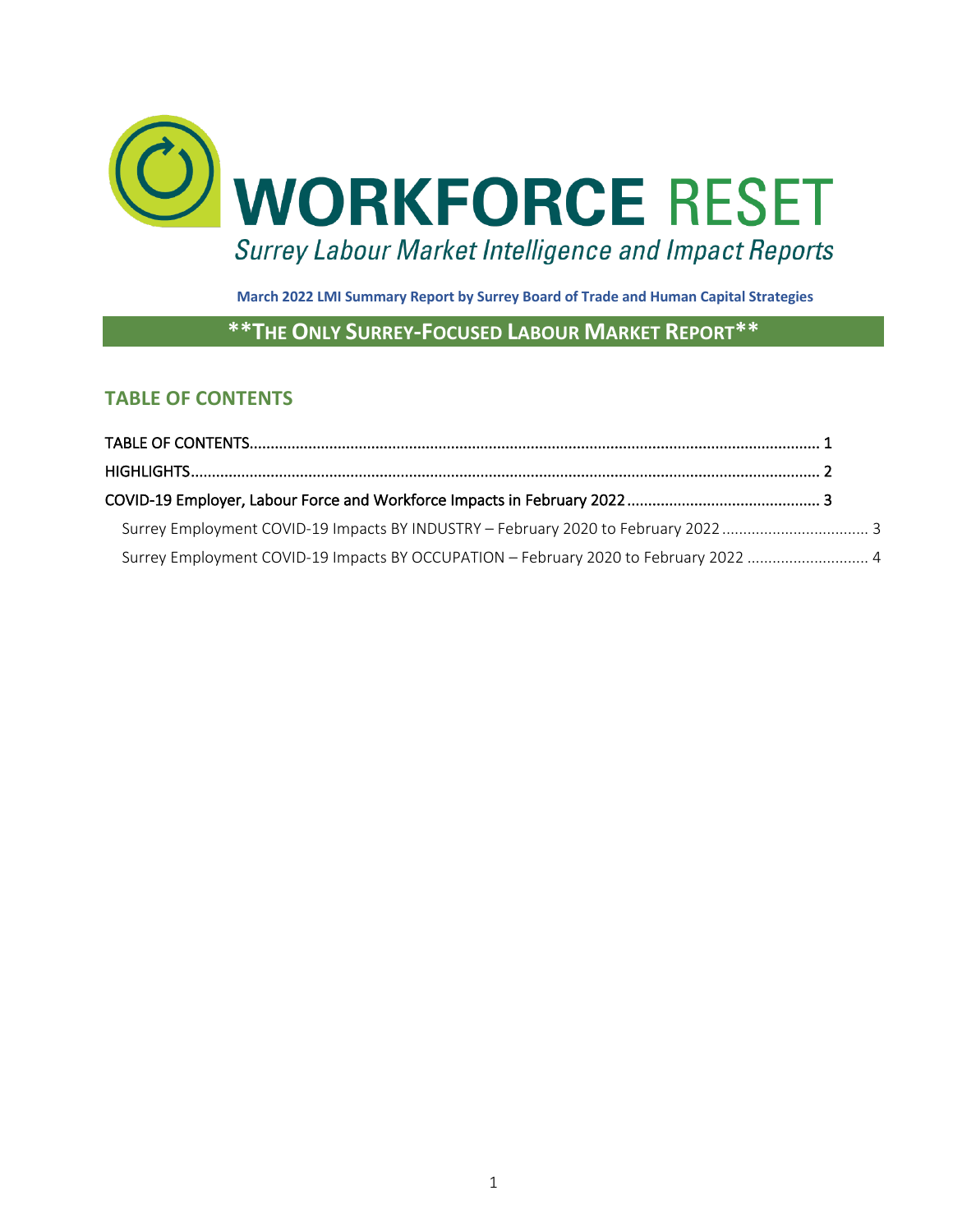# WORKFORCE RESET

*Surrey Labour Market Intelligence and Impact Reports*

**March 2022 LMI Summary Report by Surrey Board of Trade and Human Capital Strategies**

**\*\*THE ONLY SURREY-FOCUSED LABOUR MARKET REPORT\*\***

## TABLE OF CONTENTS

TABLE OF CONTENTS ........ 1

HIGHLIGHTS ........ 2

COVID-19 Employer, Labour Force and Workforce Impacts in February 2022 ........ 3

- Surrey Employment COVID-19 Impacts BY INDUSTRY – February 2020 to February 2022 ........ 3
- Surrey Employment COVID-19 Impacts BY OCCUPATION – February 2020 to February 2022 ........ 4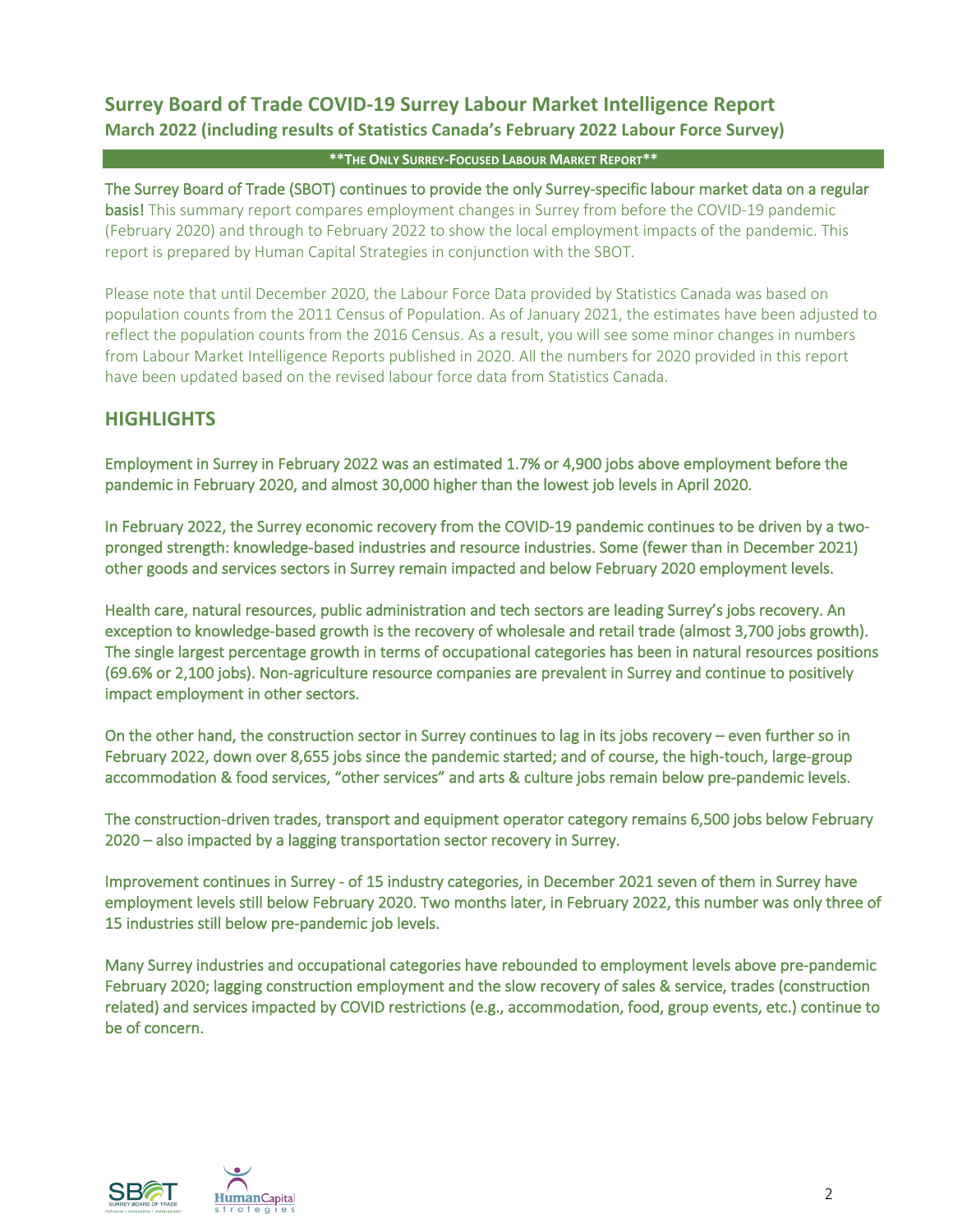## Surrey Board of Trade COVID-19 Surrey Labour Market Intelligence Report

### March 2022 (including results of Statistics Canada's February 2022 Labour Force Survey)

**\*\*The Only Surrey-Focused Labour Market Report\*\***

The Surrey Board of Trade (SBOT) continues to provide the only Surrey-specific labour market data on a regular basis! This summary report compares employment changes in Surrey from before the COVID-19 pandemic (February 2020) and through to February 2022 to show the local employment impacts of the pandemic. This report is prepared by Human Capital Strategies in conjunction with the SBOT.

Please note that until December 2020, the Labour Force Data provided by Statistics Canada was based on population counts from the 2011 Census of Population. As of January 2021, the estimates have been adjusted to reflect the population counts from the 2016 Census. As a result, you will see some minor changes in numbers from Labour Market Intelligence Reports published in 2020. All the numbers for 2020 provided in this report have been updated based on the revised labour force data from Statistics Canada.

## HIGHLIGHTS

Employment in Surrey in February 2022 was an estimated 1.7% or 4,900 jobs above employment before the pandemic in February 2020, and almost 30,000 higher than the lowest job levels in April 2020.

In February 2022, the Surrey economic recovery from the COVID-19 pandemic continues to be driven by a two-pronged strength: knowledge-based industries and resource industries. Some (fewer than in December 2021) other goods and services sectors in Surrey remain impacted and below February 2020 employment levels.

Health care, natural resources, public administration and tech sectors are leading Surrey's jobs recovery. An exception to knowledge-based growth is the recovery of wholesale and retail trade (almost 3,700 jobs growth). The single largest percentage growth in terms of occupational categories has been in natural resources positions (69.6% or 2,100 jobs). Non-agriculture resource companies are prevalent in Surrey and continue to positively impact employment in other sectors.

On the other hand, the construction sector in Surrey continues to lag in its jobs recovery – even further so in February 2022, down over 8,655 jobs since the pandemic started; and of course, the high-touch, large-group accommodation & food services, "other services" and arts & culture jobs remain below pre-pandemic levels.

The construction-driven trades, transport and equipment operator category remains 6,500 jobs below February 2020 – also impacted by a lagging transportation sector recovery in Surrey.

Improvement continues in Surrey - of 15 industry categories, in December 2021 seven of them in Surrey have employment levels still below February 2020. Two months later, in February 2022, this number was only three of 15 industries still below pre-pandemic job levels.

Many Surrey industries and occupational categories have rebounded to employment levels above pre-pandemic February 2020; lagging construction employment and the slow recovery of sales & service, trades (construction related) and services impacted by COVID restrictions (e.g., accommodation, food, group events, etc.) continue to be of concern.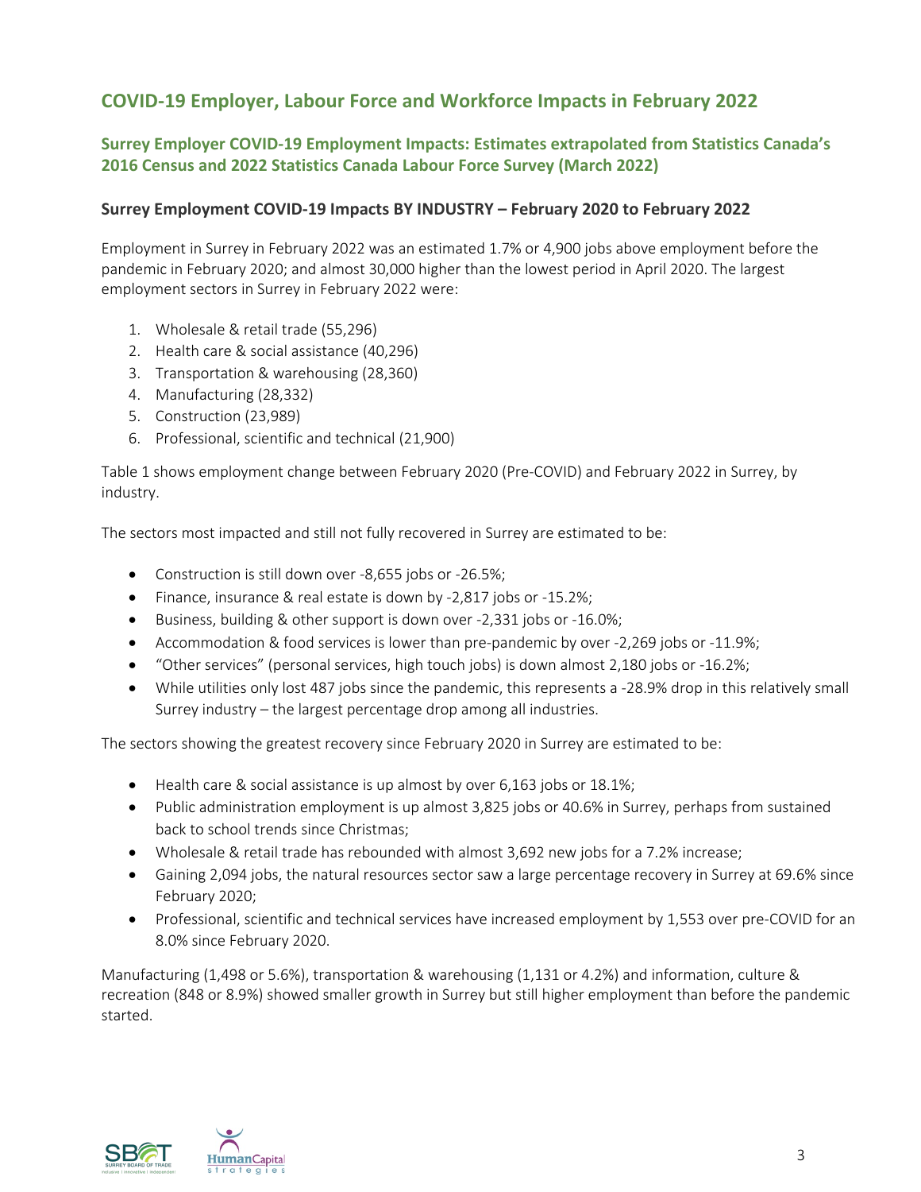## COVID-19 Employer, Labour Force and Workforce Impacts in February 2022

### Surrey Employer COVID-19 Employment Impacts: Estimates extrapolated from Statistics Canada's 2016 Census and 2022 Statistics Canada Labour Force Survey (March 2022)

#### Surrey Employment COVID-19 Impacts BY INDUSTRY – February 2020 to February 2022

Employment in Surrey in February 2022 was an estimated 1.7% or 4,900 jobs above employment before the pandemic in February 2020; and almost 30,000 higher than the lowest period in April 2020. The largest employment sectors in Surrey in February 2022 were:

1. Wholesale & retail trade (55,296)
2. Health care & social assistance (40,296)
3. Transportation & warehousing (28,360)
4. Manufacturing (28,332)
5. Construction (23,989)
6. Professional, scientific and technical (21,900)

Table 1 shows employment change between February 2020 (Pre-COVID) and February 2022 in Surrey, by industry.

The sectors most impacted and still not fully recovered in Surrey are estimated to be:

- Construction is still down over -8,655 jobs or -26.5%;
- Finance, insurance & real estate is down by -2,817 jobs or -15.2%;
- Business, building & other support is down over -2,331 jobs or -16.0%;
- Accommodation & food services is lower than pre-pandemic by over -2,269 jobs or -11.9%;
- "Other services" (personal services, high touch jobs) is down almost 2,180 jobs or -16.2%;
- While utilities only lost 487 jobs since the pandemic, this represents a -28.9% drop in this relatively small Surrey industry – the largest percentage drop among all industries.

The sectors showing the greatest recovery since February 2020 in Surrey are estimated to be:

- Health care & social assistance is up almost by over 6,163 jobs or 18.1%;
- Public administration employment is up almost 3,825 jobs or 40.6% in Surrey, perhaps from sustained back to school trends since Christmas;
- Wholesale & retail trade has rebounded with almost 3,692 new jobs for a 7.2% increase;
- Gaining 2,094 jobs, the natural resources sector saw a large percentage recovery in Surrey at 69.6% since February 2020;
- Professional, scientific and technical services have increased employment by 1,553 over pre-COVID for an 8.0% since February 2020.

Manufacturing (1,498 or 5.6%), transportation & warehousing (1,131 or 4.2%) and information, culture & recreation (848 or 8.9%) showed smaller growth in Surrey but still higher employment than before the pandemic started.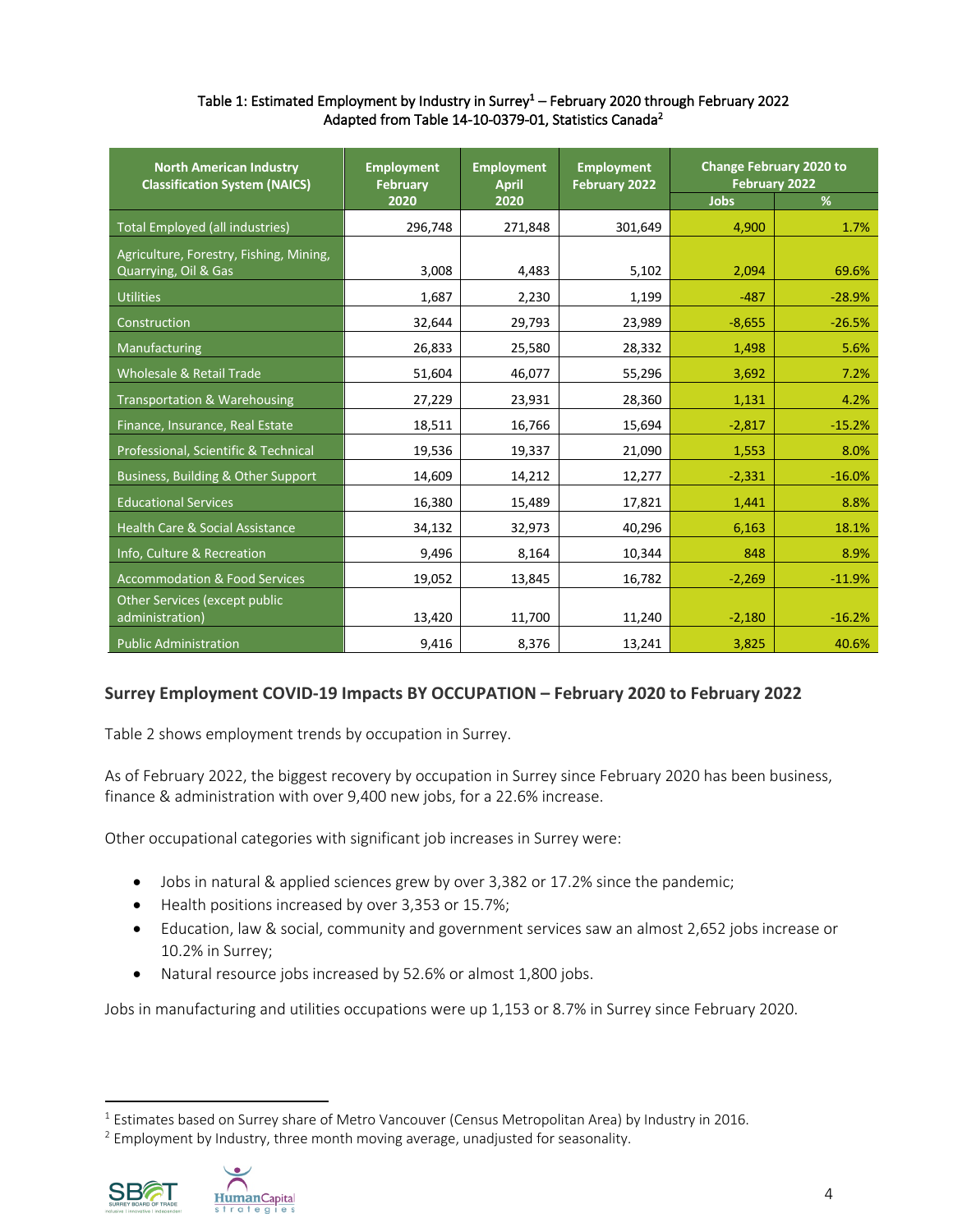Table 1: Estimated Employment by Industry in Surrey[1] – February 2020 through February 2022
Adapted from Table 14-10-0379-01, Statistics Canada[2]

| North American Industry Classification System (NAICS) | Employment February 2020 | Employment April 2020 | Employment February 2022 | Change February 2020 to February 2022 | |
|---|---|---|---|---|---|
| | | | | Jobs | % |
| Total Employed (all industries) | 296,748 | 271,848 | 301,649 | 4,900 | 1.7% |
| Agriculture, Forestry, Fishing, Mining, Quarrying, Oil & Gas | 3,008 | 4,483 | 5,102 | 2,094 | 69.6% |
| Utilities | 1,687 | 2,230 | 1,199 | -487 | -28.9% |
| Construction | 32,644 | 29,793 | 23,989 | -8,655 | -26.5% |
| Manufacturing | 26,833 | 25,580 | 28,332 | 1,498 | 5.6% |
| Wholesale & Retail Trade | 51,604 | 46,077 | 55,296 | 3,692 | 7.2% |
| Transportation & Warehousing | 27,229 | 23,931 | 28,360 | 1,131 | 4.2% |
| Finance, Insurance, Real Estate | 18,511 | 16,766 | 15,694 | -2,817 | -15.2% |
| Professional, Scientific & Technical | 19,536 | 19,337 | 21,090 | 1,553 | 8.0% |
| Business, Building & Other Support | 14,609 | 14,212 | 12,277 | -2,331 | -16.0% |
| Educational Services | 16,380 | 15,489 | 17,821 | 1,441 | 8.8% |
| Health Care & Social Assistance | 34,132 | 32,973 | 40,296 | 6,163 | 18.1% |
| Info, Culture & Recreation | 9,496 | 8,164 | 10,344 | 848 | 8.9% |
| Accommodation & Food Services | 19,052 | 13,845 | 16,782 | -2,269 | -11.9% |
| Other Services (except public administration) | 13,420 | 11,700 | 11,240 | -2,180 | -16.2% |
| Public Administration | 9,416 | 8,376 | 13,241 | 3,825 | 40.6% |

## Surrey Employment COVID-19 Impacts BY OCCUPATION – February 2020 to February 2022

Table 2 shows employment trends by occupation in Surrey.

As of February 2022, the biggest recovery by occupation in Surrey since February 2020 has been business, finance & administration with over 9,400 new jobs, for a 22.6% increase.

Other occupational categories with significant job increases in Surrey were:

- Jobs in natural & applied sciences grew by over 3,382 or 17.2% since the pandemic;
- Health positions increased by over 3,353 or 15.7%;
- Education, law & social, community and government services saw an almost 2,652 jobs increase or 10.2% in Surrey;
- Natural resource jobs increased by 52.6% or almost 1,800 jobs.

Jobs in manufacturing and utilities occupations were up 1,153 or 8.7% in Surrey since February 2020.

[1] Estimates based on Surrey share of Metro Vancouver (Census Metropolitan Area) by Industry in 2016.

[2] Employment by Industry, three month moving average, unadjusted for seasonality.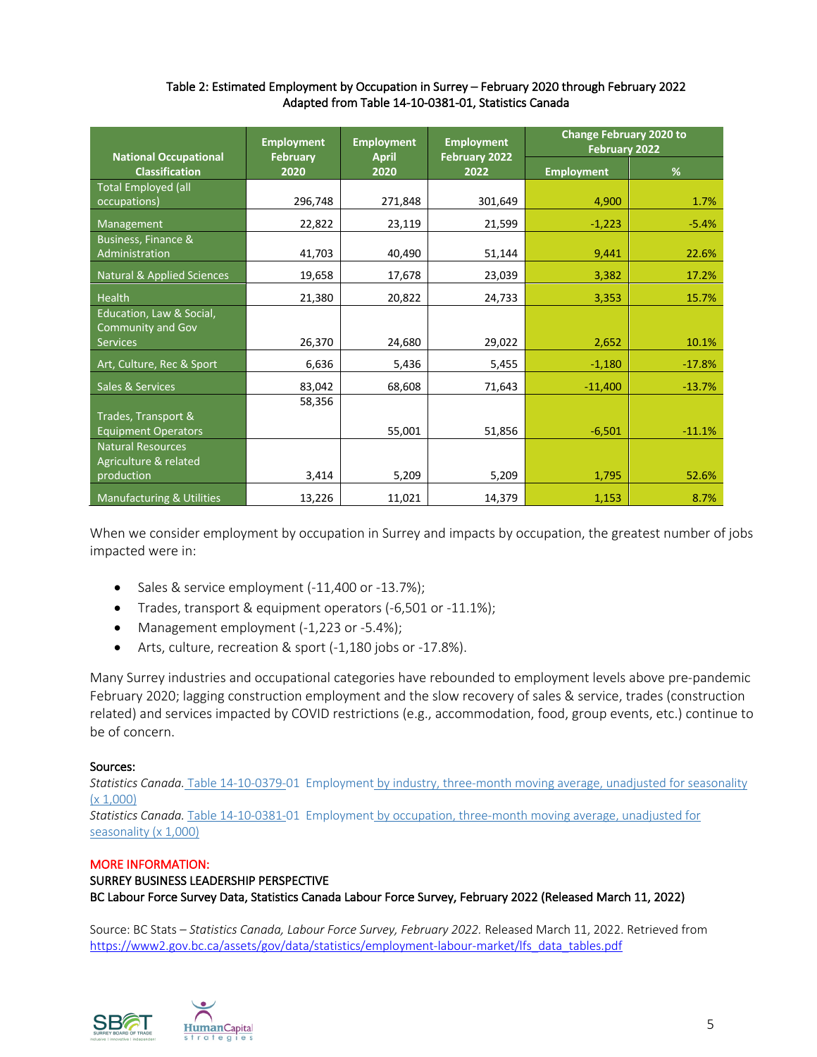Table 2: Estimated Employment by Occupation in Surrey – February 2020 through February 2022
Adapted from Table 14-10-0381-01, Statistics Canada

| National Occupational Classification | Employment February 2020 | Employment April 2020 | Employment February 2022 2022 | Change February 2020 to February 2022 | |
|---|---|---|---|---|---|
| | | | | Employment | % |
| Total Employed (all occupations) | 296,748 | 271,848 | 301,649 | 4,900 | 1.7% |
| Management | 22,822 | 23,119 | 21,599 | -1,223 | -5.4% |
| Business, Finance & Administration | 41,703 | 40,490 | 51,144 | 9,441 | 22.6% |
| Natural & Applied Sciences | 19,658 | 17,678 | 23,039 | 3,382 | 17.2% |
| Health | 21,380 | 20,822 | 24,733 | 3,353 | 15.7% |
| Education, Law & Social, Community and Gov Services | 26,370 | 24,680 | 29,022 | 2,652 | 10.1% |
| Art, Culture, Rec & Sport | 6,636 | 5,436 | 5,455 | -1,180 | -17.8% |
| Sales & Services | 83,042 | 68,608 | 71,643 | -11,400 | -13.7% |
| Trades, Transport & Equipment Operators | 58,356 | 55,001 | 51,856 | -6,501 | -11.1% |
| Natural Resources Agriculture & related production | 3,414 | 5,209 | 5,209 | 1,795 | 52.6% |
| Manufacturing & Utilities | 13,226 | 11,021 | 14,379 | 1,153 | 8.7% |

When we consider employment by occupation in Surrey and impacts by occupation, the greatest number of jobs impacted were in:

- Sales & service employment (-11,400 or -13.7%);
- Trades, transport & equipment operators (-6,501 or -11.1%);
- Management employment (-1,223 or -5.4%);
- Arts, culture, recreation & sport (-1,180 jobs or -17.8%).

Many Surrey industries and occupational categories have rebounded to employment levels above pre-pandemic February 2020; lagging construction employment and the slow recovery of sales & service, trades (construction related) and services impacted by COVID restrictions (e.g., accommodation, food, group events, etc.) continue to be of concern.

**Sources:**

*Statistics Canada.* Table 14-10-0379-01 Employment by industry, three-month moving average, unadjusted for seasonality (x 1,000)

*Statistics Canada.* Table 14-10-0381-01 Employment by occupation, three-month moving average, unadjusted for seasonality (x 1,000)

**MORE INFORMATION:**

**SURREY BUSINESS LEADERSHIP PERSPECTIVE**

**BC Labour Force Survey Data, Statistics Canada Labour Force Survey, February 2022 (Released March 11, 2022)**

Source: BC Stats – *Statistics Canada, Labour Force Survey, February 2022.* Released March 11, 2022. Retrieved from https://www2.gov.bc.ca/assets/gov/data/statistics/employment-labour-market/lfs_data_tables.pdf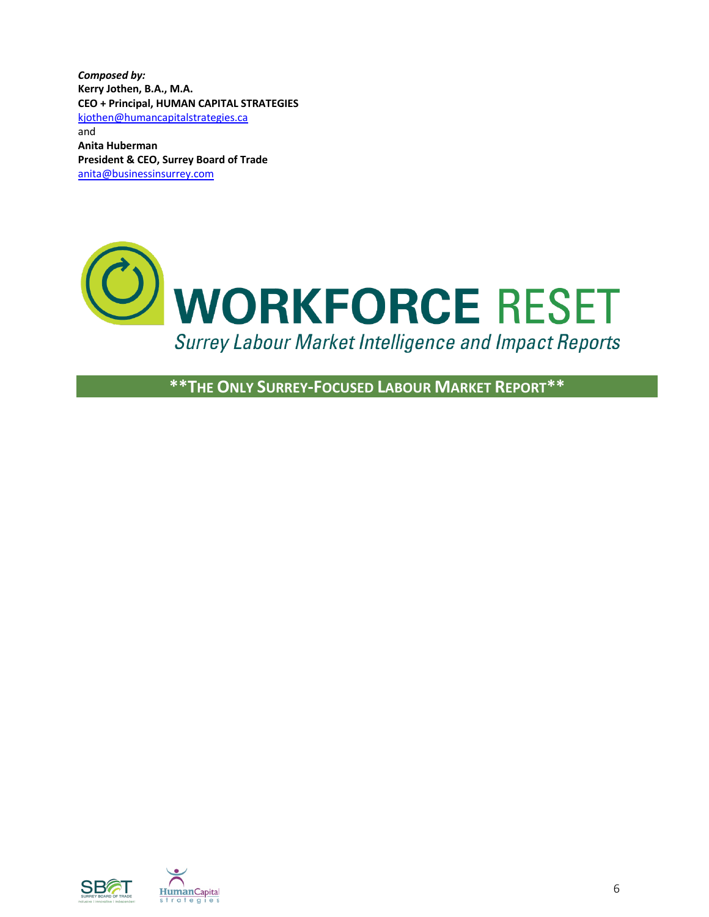***Composed by:***
**Kerry Jothen, B.A., M.A.**
**CEO + Principal, HUMAN CAPITAL STRATEGIES**
kjothen@humancapitalstrategies.ca
and
**Anita Huberman**
**President & CEO, Surrey Board of Trade**
anita@businessinsurrey.com

# WORKFORCE RESET

*Surrey Labour Market Intelligence and Impact Reports*

**\*\*THE ONLY SURREY-FOCUSED LABOUR MARKET REPORT\*\***